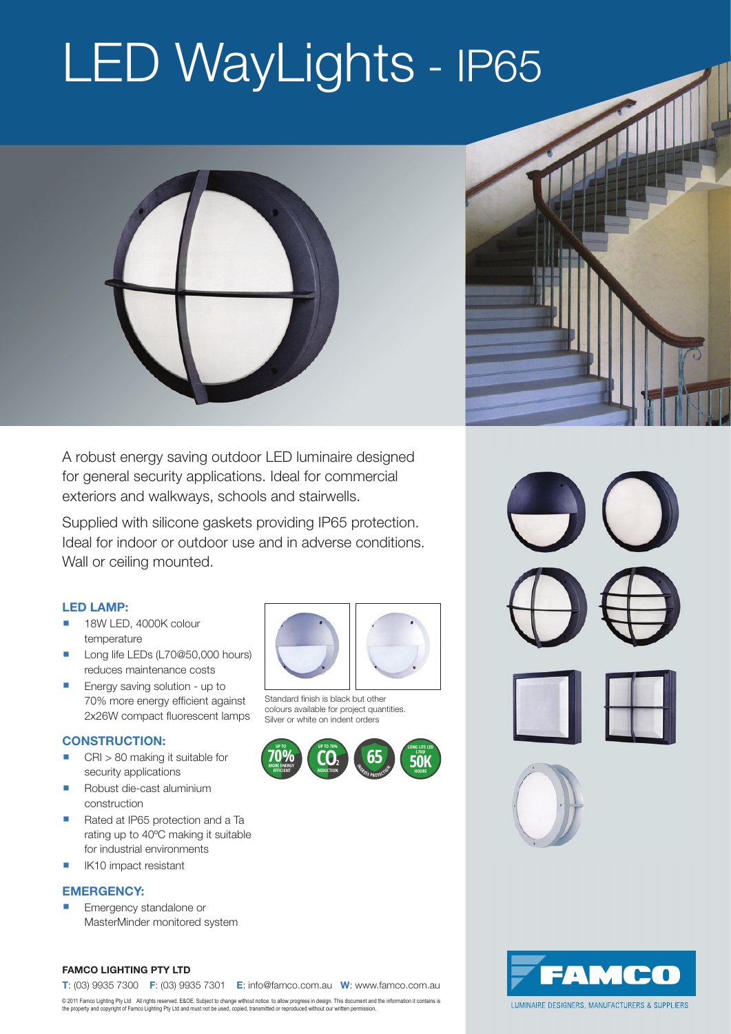# LED WayLights - IP65

A robust energy saving outdoor LED luminaire designed for general security applications. Ideal for commercial exteriors and walkways, schools and stairwells.

Supplied with silicone gaskets providing IP65 protection. Ideal for indoor or outdoor use and in adverse conditions. Wall or ceiling mounted.

### LED LAMP:

- 18W LED, 4000K colour temperature
- Long life LEDs (L70@50,000 hours) reduces maintenance costs
- Energy saving solution - up to 70% more energy efficient against 2x26W compact fluorescent lamps

### CONSTRUCTION:

- CRI > 80 making it suitable for security applications
- Robust die-cast aluminium construction
- Rated at IP65 protection and a Ta rating up to 40ºC making it suitable for industrial environments
- IK10 impact resistant

### EMERGENCY:

- Emergency standalone or MasterMinder monitored system

Standard finish is black but other colours available for project quantities. Silver or white on indent orders

UP TO 70% MORE ENERGY EFFICIENT | UP TO 70% $CO_2$ REDUCTION | 65 INGRESS PROTECTION | LONG LIFE LED L70@ 50K HOURS

**FAMCO LIGHTING PTY LTD**

**T**: (03) 9935 7300 **F**: (03) 9935 7301 **E**: info@famco.com.au **W**: www.famco.com.au

© 2011 Famco Lighting Pty Ltd All rights reserved. E&OE. Subject to change without notice. to allow progress in design. This document and the information it contains is the property and copyright of Famco Lighting Pty Ltd and must not be used, copied, transmitted or reproduced without our written permission.

FAMCO

LUMINAIRE DESIGNERS, MANUFACTURERS & SUPPLIERS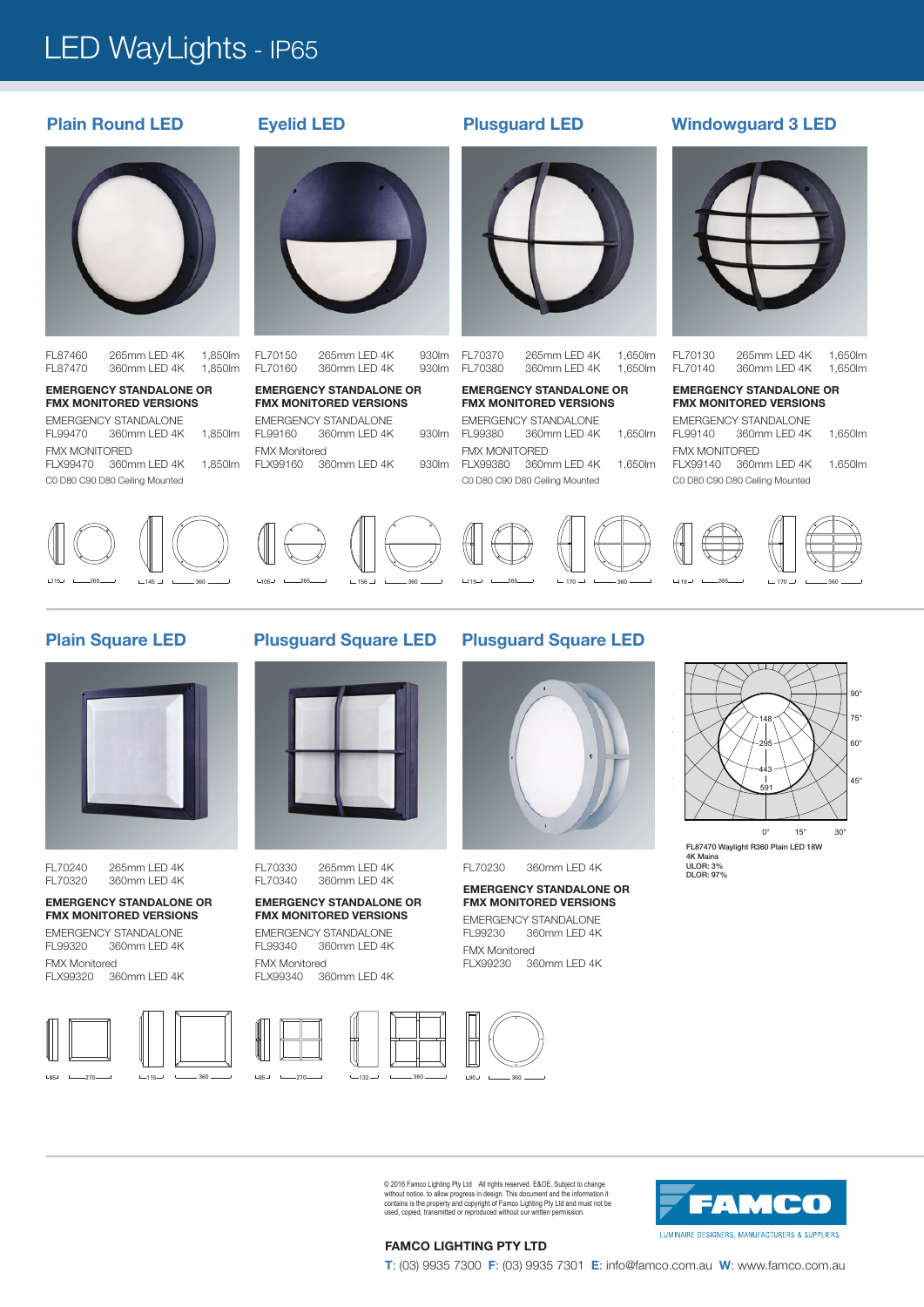# LED WayLights - IP65

## Plain Round LED

| | | |
|---|---|---|
| FL87460 | 265mm LED 4K | 1,850lm |
| FL87470 | 360mm LED 4K | 1,850lm |

**EMERGENCY STANDALONE OR FMX MONITORED VERSIONS**

EMERGENCY STANDALONE

| | | |
|---|---|---|
| FL99470 | 360mm LED 4K | 1,850lm |

FMX MONITORED

| | | |
|---|---|---|
| FLX99470 | 360mm LED 4K | 1,850lm |

C0 D80 C90 D80 Ceiling Mounted

115 265 145 360

## Eyelid LED

| | | |
|---|---|---|
| FL70150 | 265mm LED 4K | 930lm |
| FL70160 | 360mm LED 4K | 930lm |

**EMERGENCY STANDALONE OR FMX MONITORED VERSIONS**

EMERGENCY STANDALONE

| | | |
|---|---|---|
| FL99160 | 360mm LED 4K | 930lm |

FMX Monitored

| | | |
|---|---|---|
| FLX99160 | 360mm LED 4K | 930lm |

105 265 156 360

## Plusguard LED

| | | |
|---|---|---|
| FL70370 | 265mm LED 4K | 1,650lm |
| FL70380 | 360mm LED 4K | 1,650lm |

**EMERGENCY STANDALONE OR FMX MONITORED VERSIONS**

EMERGENCY STANDALONE

| | | |
|---|---|---|
| FL99380 | 360mm LED 4K | 1,650lm |

FMX MONITORED

| | | |
|---|---|---|
| FLX99380 | 360mm LED 4K | 1,650lm |

C0 D80 C90 D80 Ceiling Mounted

119 265 170 360

## Windowguard 3 LED

| | | |
|---|---|---|
| FL70130 | 265mm LED 4K | 1,650lm |
| FL70140 | 360mm LED 4K | 1,650lm |

**EMERGENCY STANDALONE OR FMX MONITORED VERSIONS**

EMERGENCY STANDALONE

| | | |
|---|---|---|
| FL99140 | 360mm LED 4K | 1,650lm |

FMX MONITORED

| | | |
|---|---|---|
| FLX99140 | 360mm LED 4K | 1,650lm |

C0 D80 C90 D80 Ceiling Mounted

119 265 170 360

## Plain Square LED

| | |
|---|---|
| FL70240 | 265mm LED 4K |
| FL70320 | 360mm LED 4K |

**EMERGENCY STANDALONE OR FMX MONITORED VERSIONS**

EMERGENCY STANDALONE

| | |
|---|---|
| FL99320 | 360mm LED 4K |

FMX Monitored

| | |
|---|---|
| FLX99320 | 360mm LED 4K |

85 270 115 360

## Plusguard Square LED

| | |
|---|---|
| FL70330 | 265mm LED 4K |
| FL70340 | 360mm LED 4K |

**EMERGENCY STANDALONE OR FMX MONITORED VERSIONS**

EMERGENCY STANDALONE

| | |
|---|---|
| FL99340 | 360mm LED 4K |

FMX Monitored

| | |
|---|---|
| FLX99340 | 360mm LED 4K |

85 270 132 360

## Plusguard Square LED

| | |
|---|---|
| FL70230 | 360mm LED 4K |

**EMERGENCY STANDALONE OR FMX MONITORED VERSIONS**

EMERGENCY STANDALONE

| | |
|---|---|
| FL99230 | 360mm LED 4K |

FMX Monitored

| | |
|---|---|
| FLX99230 | 360mm LED 4K |

90 360

90°
75°
60°
45°
148
295
443
591
0° 15° 30°

FL87470 Waylight R360 Plain LED 18W
4K Mains
ULOR: 3%
DLOR: 97%

© 2016 Famco Lighting Pty Ltd All rights reserved. E&OE. Subject to change without notice. to allow progress in design. This document and the information it contains is the property and copyright of Famco Lighting Pty Ltd and must not be used, copied, transmitted or reproduced without our written permission.

FAMCO
LUMINAIRE DESIGNERS, MANUFACTURERS & SUPPLIERS

**FAMCO LIGHTING PTY LTD**

**T**: (03) 9935 7300 **F**: (03) 9935 7301 **E**: info@famco.com.au **W**: www.famco.com.au